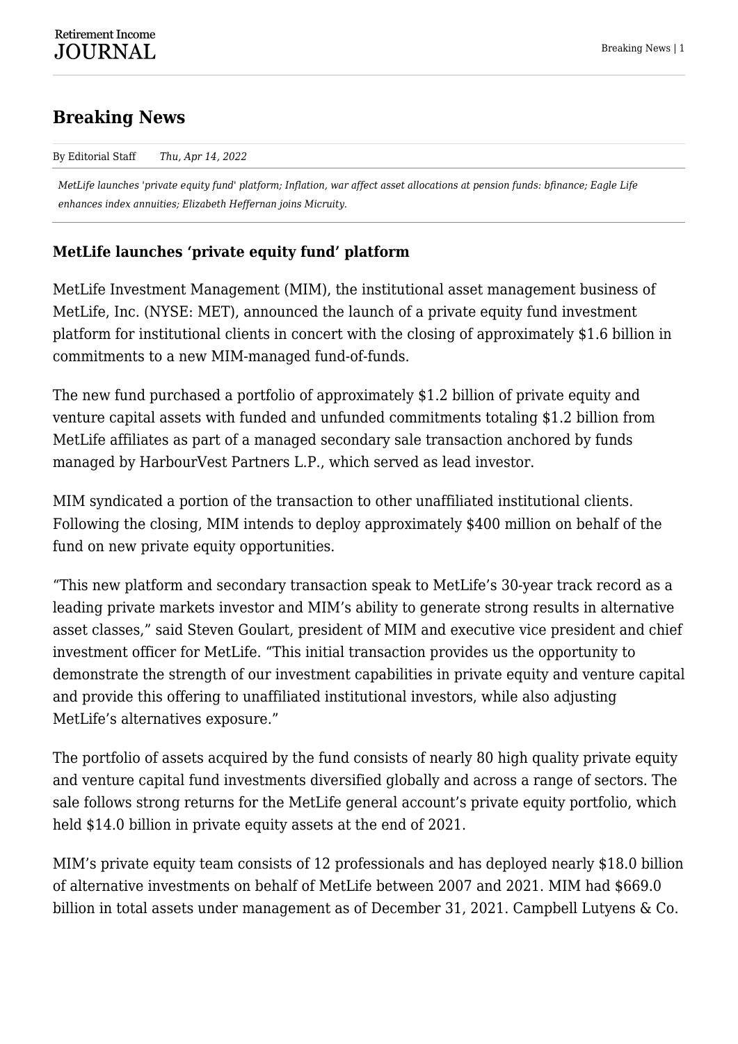## Breaking News

By Editorial Staff *Thu, Apr 14, 2022*

*MetLife launches 'private equity fund' platform; Inflation, war affect asset allocations at pension funds: bfinance; Eagle Life enhances index annuities; Elizabeth Heffernan joins Micruity.*

**MetLife launches 'private equity fund' platform**

MetLife Investment Management (MIM), the institutional asset management business of MetLife, Inc. (NYSE: MET), announced the launch of a private equity fund investment platform for institutional clients in concert with the closing of approximately $1.6 billion in commitments to a new MIM-managed fund-of-funds.

The new fund purchased a portfolio of approximately $1.2 billion of private equity and venture capital assets with funded and unfunded commitments totaling $1.2 billion from MetLife affiliates as part of a managed secondary sale transaction anchored by funds managed by HarbourVest Partners L.P., which served as lead investor.

MIM syndicated a portion of the transaction to other unaffiliated institutional clients. Following the closing, MIM intends to deploy approximately $400 million on behalf of the fund on new private equity opportunities.

"This new platform and secondary transaction speak to MetLife's 30-year track record as a leading private markets investor and MIM's ability to generate strong results in alternative asset classes," said Steven Goulart, president of MIM and executive vice president and chief investment officer for MetLife. "This initial transaction provides us the opportunity to demonstrate the strength of our investment capabilities in private equity and venture capital and provide this offering to unaffiliated institutional investors, while also adjusting MetLife's alternatives exposure."

The portfolio of assets acquired by the fund consists of nearly 80 high quality private equity and venture capital fund investments diversified globally and across a range of sectors. The sale follows strong returns for the MetLife general account's private equity portfolio, which held $14.0 billion in private equity assets at the end of 2021.

MIM's private equity team consists of 12 professionals and has deployed nearly $18.0 billion of alternative investments on behalf of MetLife between 2007 and 2021. MIM had $669.0 billion in total assets under management as of December 31, 2021. Campbell Lutyens & Co.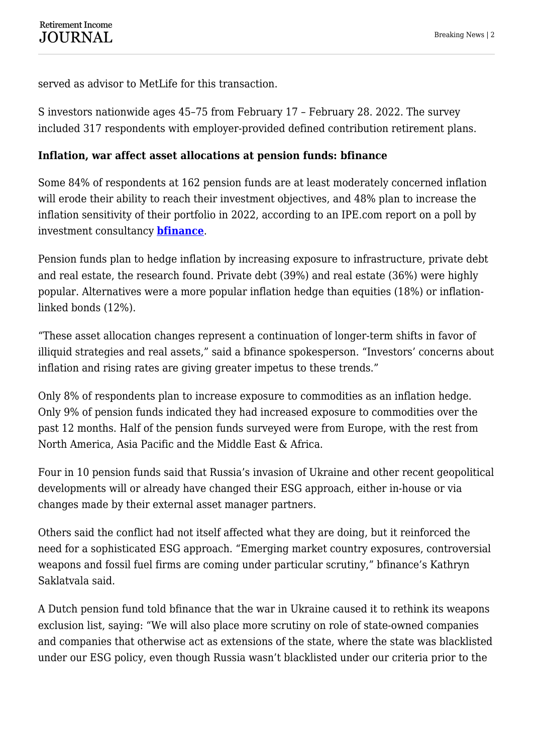served as advisor to MetLife for this transaction.

S investors nationwide ages 45–75 from February 17 – February 28. 2022. The survey included 317 respondents with employer-provided defined contribution retirement plans.

**Inflation, war affect asset allocations at pension funds: bfinance**

Some 84% of respondents at 162 pension funds are at least moderately concerned inflation will erode their ability to reach their investment objectives, and 48% plan to increase the inflation sensitivity of their portfolio in 2022, according to an IPE.com report on a poll by investment consultancy **bfinance**.

Pension funds plan to hedge inflation by increasing exposure to infrastructure, private debt and real estate, the research found. Private debt (39%) and real estate (36%) were highly popular. Alternatives were a more popular inflation hedge than equities (18%) or inflation-linked bonds (12%).

"These asset allocation changes represent a continuation of longer-term shifts in favor of illiquid strategies and real assets," said a bfinance spokesperson. "Investors' concerns about inflation and rising rates are giving greater impetus to these trends."

Only 8% of respondents plan to increase exposure to commodities as an inflation hedge. Only 9% of pension funds indicated they had increased exposure to commodities over the past 12 months. Half of the pension funds surveyed were from Europe, with the rest from North America, Asia Pacific and the Middle East & Africa.

Four in 10 pension funds said that Russia's invasion of Ukraine and other recent geopolitical developments will or already have changed their ESG approach, either in-house or via changes made by their external asset manager partners.

Others said the conflict had not itself affected what they are doing, but it reinforced the need for a sophisticated ESG approach. "Emerging market country exposures, controversial weapons and fossil fuel firms are coming under particular scrutiny," bfinance's Kathryn Saklatvala said.

A Dutch pension fund told bfinance that the war in Ukraine caused it to rethink its weapons exclusion list, saying: "We will also place more scrutiny on role of state-owned companies and companies that otherwise act as extensions of the state, where the state was blacklisted under our ESG policy, even though Russia wasn't blacklisted under our criteria prior to the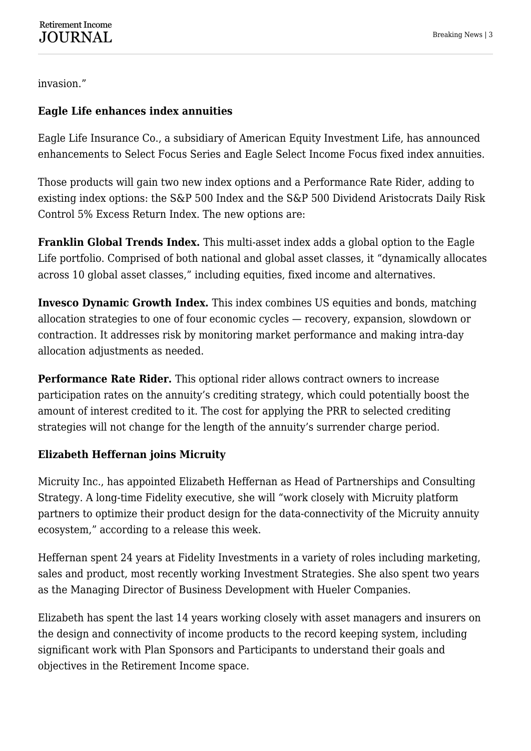invasion."

### Eagle Life enhances index annuities

Eagle Life Insurance Co., a subsidiary of American Equity Investment Life, has announced enhancements to Select Focus Series and Eagle Select Income Focus fixed index annuities.

Those products will gain two new index options and a Performance Rate Rider, adding to existing index options: the S&P 500 Index and the S&P 500 Dividend Aristocrats Daily Risk Control 5% Excess Return Index. The new options are:

**Franklin Global Trends Index.** This multi-asset index adds a global option to the Eagle Life portfolio. Comprised of both national and global asset classes, it "dynamically allocates across 10 global asset classes," including equities, fixed income and alternatives.

**Invesco Dynamic Growth Index.** This index combines US equities and bonds, matching allocation strategies to one of four economic cycles — recovery, expansion, slowdown or contraction. It addresses risk by monitoring market performance and making intra-day allocation adjustments as needed.

**Performance Rate Rider.** This optional rider allows contract owners to increase participation rates on the annuity's crediting strategy, which could potentially boost the amount of interest credited to it. The cost for applying the PRR to selected crediting strategies will not change for the length of the annuity's surrender charge period.

### Elizabeth Heffernan joins Micruity

Micruity Inc., has appointed Elizabeth Heffernan as Head of Partnerships and Consulting Strategy. A long-time Fidelity executive, she will "work closely with Micruity platform partners to optimize their product design for the data-connectivity of the Micruity annuity ecosystem," according to a release this week.

Heffernan spent 24 years at Fidelity Investments in a variety of roles including marketing, sales and product, most recently working Investment Strategies. She also spent two years as the Managing Director of Business Development with Hueler Companies.

Elizabeth has spent the last 14 years working closely with asset managers and insurers on the design and connectivity of income products to the record keeping system, including significant work with Plan Sponsors and Participants to understand their goals and objectives in the Retirement Income space.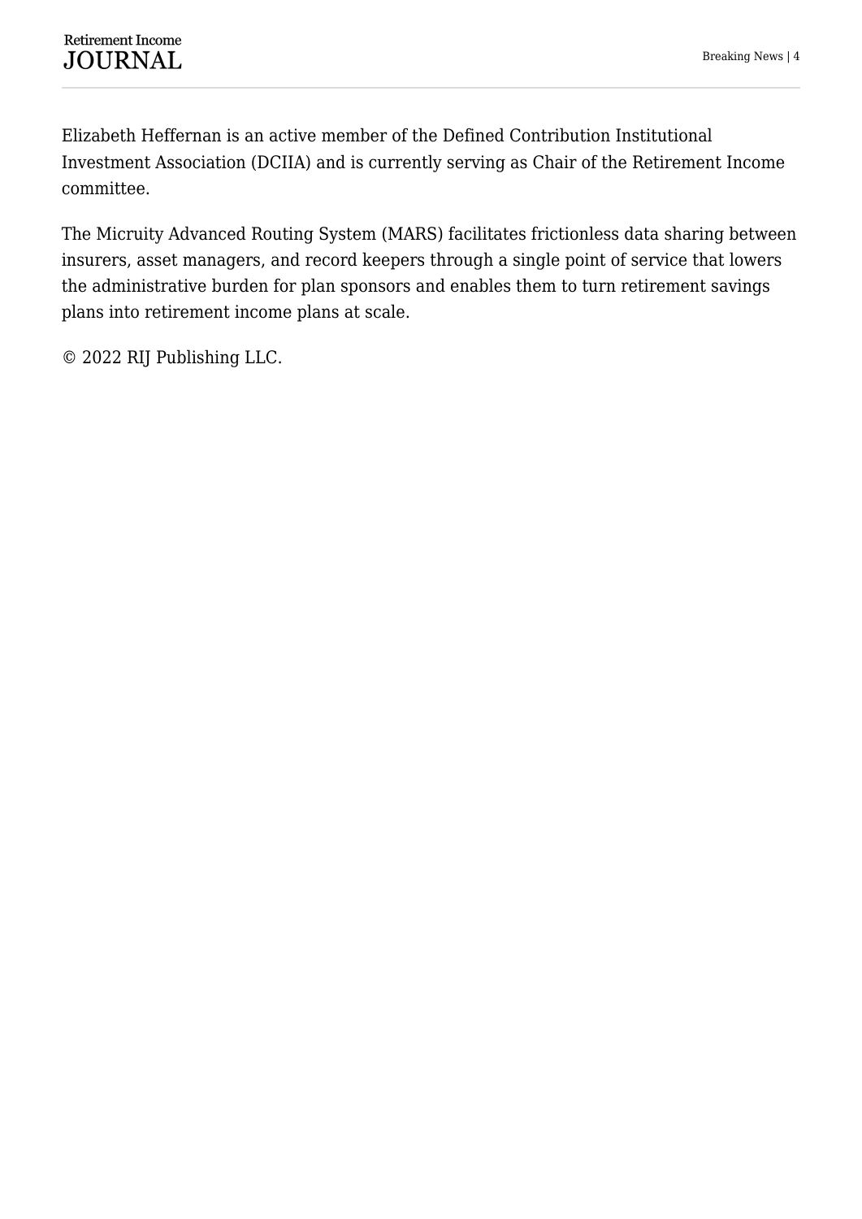Elizabeth Heffernan is an active member of the Defined Contribution Institutional Investment Association (DCIIA) and is currently serving as Chair of the Retirement Income committee.

The Micruity Advanced Routing System (MARS) facilitates frictionless data sharing between insurers, asset managers, and record keepers through a single point of service that lowers the administrative burden for plan sponsors and enables them to turn retirement savings plans into retirement income plans at scale.

© 2022 RIJ Publishing LLC.